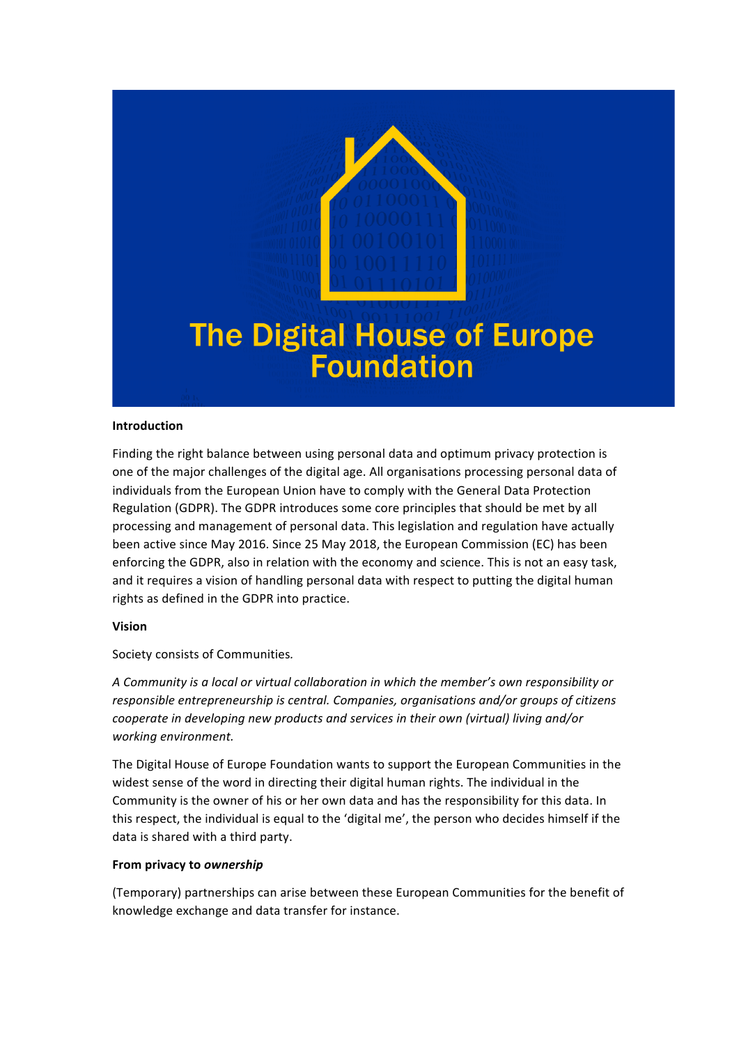# The Digital House of Europe Foundation

**Introduction**

Finding the right balance between using personal data and optimum privacy protection is one of the major challenges of the digital age. All organisations processing personal data of individuals from the European Union have to comply with the General Data Protection Regulation (GDPR). The GDPR introduces some core principles that should be met by all processing and management of personal data. This legislation and regulation have actually been active since May 2016. Since 25 May 2018, the European Commission (EC) has been enforcing the GDPR, also in relation with the economy and science. This is not an easy task, and it requires a vision of handling personal data with respect to putting the digital human rights as defined in the GDPR into practice.

**Vision**

Society consists of Communities.

*A Community is a local or virtual collaboration in which the member's own responsibility or responsible entrepreneurship is central. Companies, organisations and/or groups of citizens cooperate in developing new products and services in their own (virtual) living and/or working environment.*

The Digital House of Europe Foundation wants to support the European Communities in the widest sense of the word in directing their digital human rights. The individual in the Community is the owner of his or her own data and has the responsibility for this data. In this respect, the individual is equal to the 'digital me', the person who decides himself if the data is shared with a third party.

**From privacy to *ownership***

(Temporary) partnerships can arise between these European Communities for the benefit of knowledge exchange and data transfer for instance.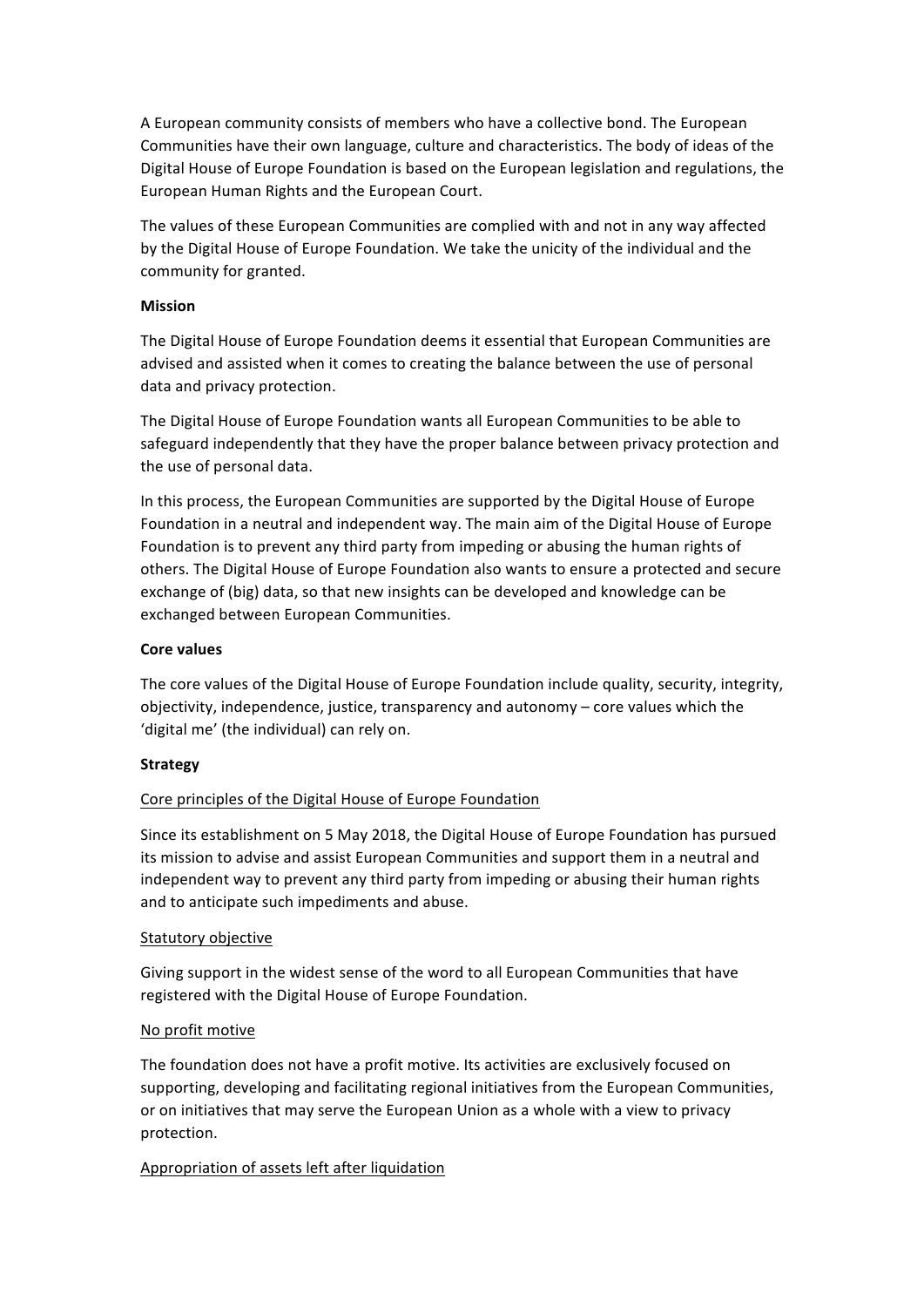A European community consists of members who have a collective bond. The European Communities have their own language, culture and characteristics. The body of ideas of the Digital House of Europe Foundation is based on the European legislation and regulations, the European Human Rights and the European Court.

The values of these European Communities are complied with and not in any way affected by the Digital House of Europe Foundation. We take the unicity of the individual and the community for granted.

**Mission**

The Digital House of Europe Foundation deems it essential that European Communities are advised and assisted when it comes to creating the balance between the use of personal data and privacy protection.

The Digital House of Europe Foundation wants all European Communities to be able to safeguard independently that they have the proper balance between privacy protection and the use of personal data.

In this process, the European Communities are supported by the Digital House of Europe Foundation in a neutral and independent way. The main aim of the Digital House of Europe Foundation is to prevent any third party from impeding or abusing the human rights of others. The Digital House of Europe Foundation also wants to ensure a protected and secure exchange of (big) data, so that new insights can be developed and knowledge can be exchanged between European Communities.

**Core values**

The core values of the Digital House of Europe Foundation include quality, security, integrity, objectivity, independence, justice, transparency and autonomy – core values which the 'digital me' (the individual) can rely on.

**Strategy**

Core principles of the Digital House of Europe Foundation

Since its establishment on 5 May 2018, the Digital House of Europe Foundation has pursued its mission to advise and assist European Communities and support them in a neutral and independent way to prevent any third party from impeding or abusing their human rights and to anticipate such impediments and abuse.

Statutory objective

Giving support in the widest sense of the word to all European Communities that have registered with the Digital House of Europe Foundation.

No profit motive

The foundation does not have a profit motive. Its activities are exclusively focused on supporting, developing and facilitating regional initiatives from the European Communities, or on initiatives that may serve the European Union as a whole with a view to privacy protection.

Appropriation of assets left after liquidation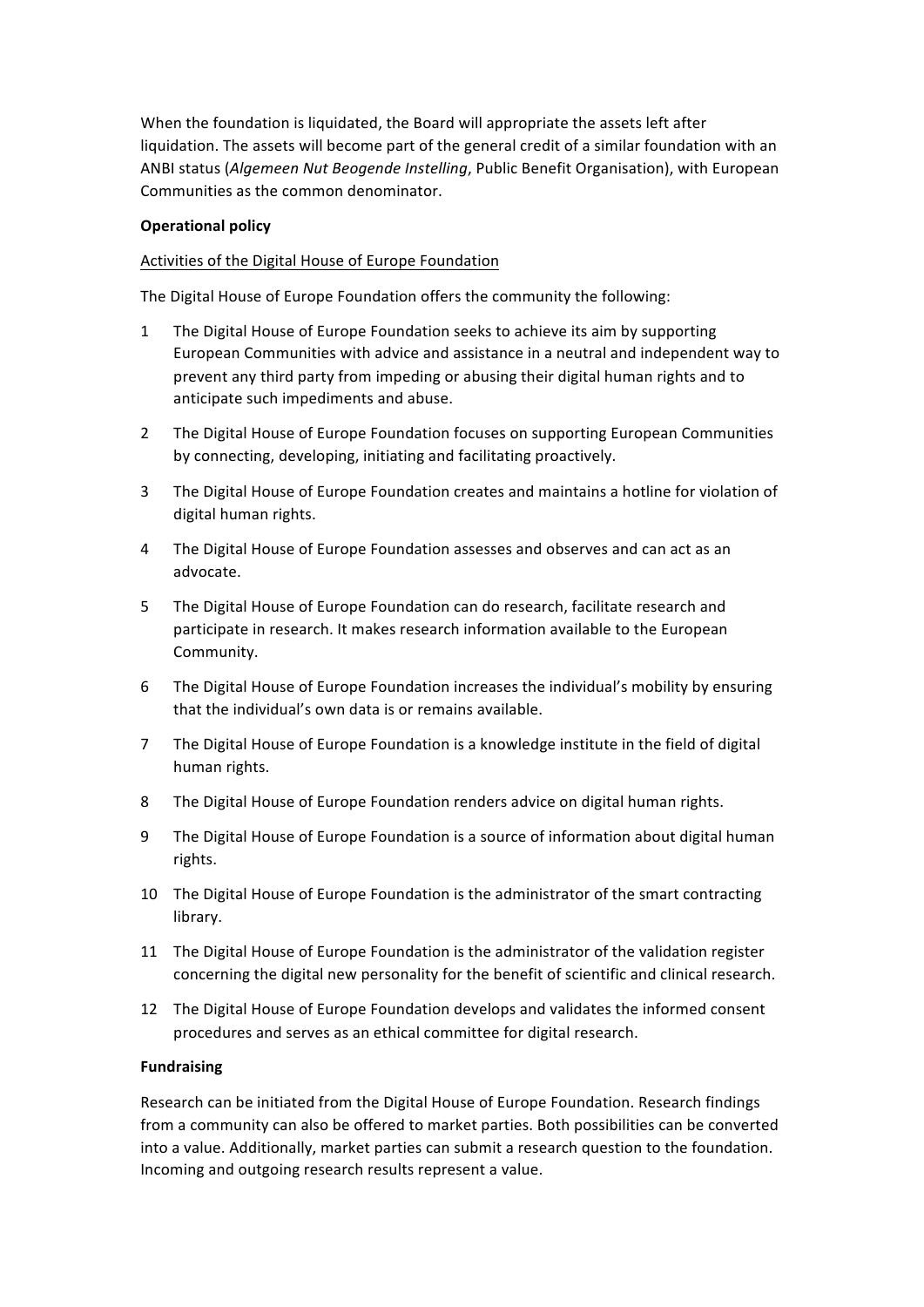When the foundation is liquidated, the Board will appropriate the assets left after liquidation. The assets will become part of the general credit of a similar foundation with an ANBI status (*Algemeen Nut Beogende Instelling*, Public Benefit Organisation), with European Communities as the common denominator.

**Operational policy**

Activities of the Digital House of Europe Foundation

The Digital House of Europe Foundation offers the community the following:

1. The Digital House of Europe Foundation seeks to achieve its aim by supporting European Communities with advice and assistance in a neutral and independent way to prevent any third party from impeding or abusing their digital human rights and to anticipate such impediments and abuse.
2. The Digital House of Europe Foundation focuses on supporting European Communities by connecting, developing, initiating and facilitating proactively.
3. The Digital House of Europe Foundation creates and maintains a hotline for violation of digital human rights.
4. The Digital House of Europe Foundation assesses and observes and can act as an advocate.
5. The Digital House of Europe Foundation can do research, facilitate research and participate in research. It makes research information available to the European Community.
6. The Digital House of Europe Foundation increases the individual's mobility by ensuring that the individual's own data is or remains available.
7. The Digital House of Europe Foundation is a knowledge institute in the field of digital human rights.
8. The Digital House of Europe Foundation renders advice on digital human rights.
9. The Digital House of Europe Foundation is a source of information about digital human rights.
10. The Digital House of Europe Foundation is the administrator of the smart contracting library.
11. The Digital House of Europe Foundation is the administrator of the validation register concerning the digital new personality for the benefit of scientific and clinical research.
12. The Digital House of Europe Foundation develops and validates the informed consent procedures and serves as an ethical committee for digital research.

**Fundraising**

Research can be initiated from the Digital House of Europe Foundation. Research findings from a community can also be offered to market parties. Both possibilities can be converted into a value. Additionally, market parties can submit a research question to the foundation. Incoming and outgoing research results represent a value.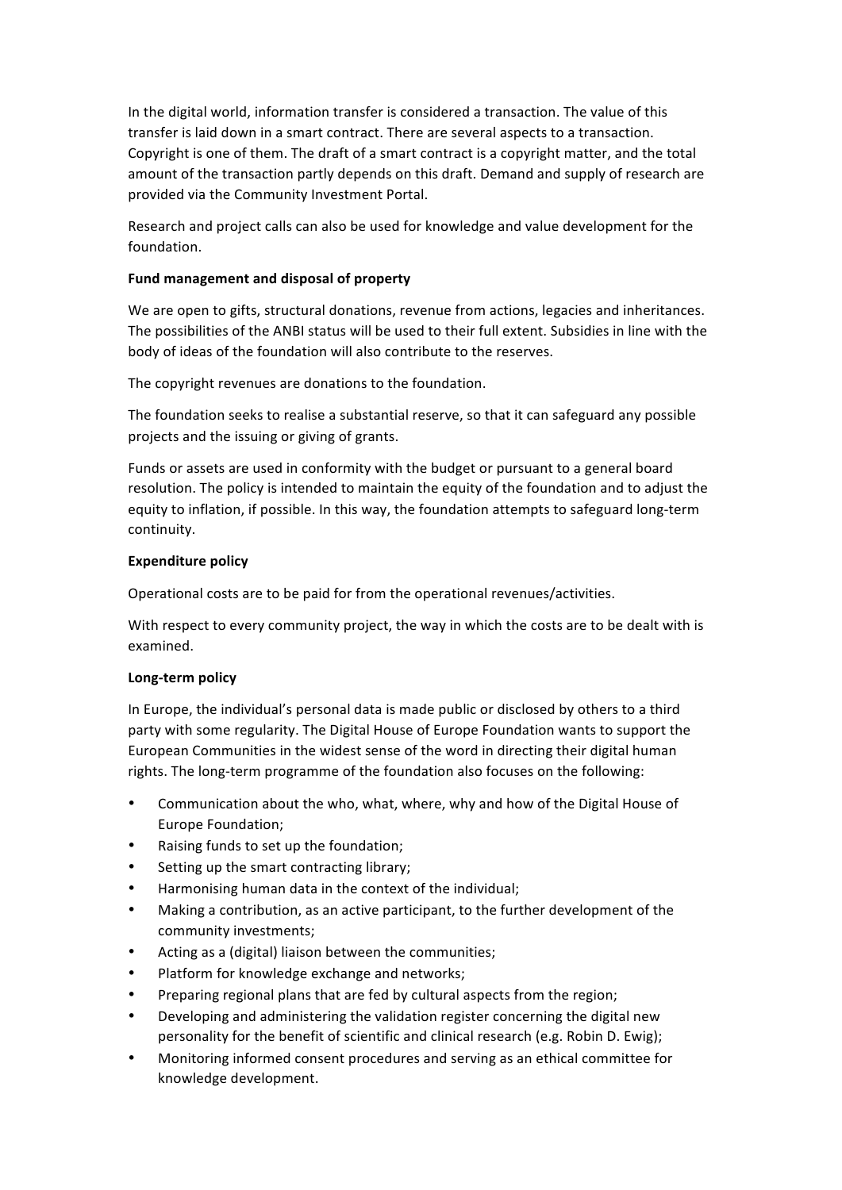In the digital world, information transfer is considered a transaction. The value of this transfer is laid down in a smart contract. There are several aspects to a transaction. Copyright is one of them. The draft of a smart contract is a copyright matter, and the total amount of the transaction partly depends on this draft. Demand and supply of research are provided via the Community Investment Portal.

Research and project calls can also be used for knowledge and value development for the foundation.

**Fund management and disposal of property**

We are open to gifts, structural donations, revenue from actions, legacies and inheritances. The possibilities of the ANBI status will be used to their full extent. Subsidies in line with the body of ideas of the foundation will also contribute to the reserves.

The copyright revenues are donations to the foundation.

The foundation seeks to realise a substantial reserve, so that it can safeguard any possible projects and the issuing or giving of grants.

Funds or assets are used in conformity with the budget or pursuant to a general board resolution. The policy is intended to maintain the equity of the foundation and to adjust the equity to inflation, if possible. In this way, the foundation attempts to safeguard long-term continuity.

**Expenditure policy**

Operational costs are to be paid for from the operational revenues/activities.

With respect to every community project, the way in which the costs are to be dealt with is examined.

**Long-term policy**

In Europe, the individual's personal data is made public or disclosed by others to a third party with some regularity. The Digital House of Europe Foundation wants to support the European Communities in the widest sense of the word in directing their digital human rights. The long-term programme of the foundation also focuses on the following:

- Communication about the who, what, where, why and how of the Digital House of Europe Foundation;
- Raising funds to set up the foundation;
- Setting up the smart contracting library;
- Harmonising human data in the context of the individual;
- Making a contribution, as an active participant, to the further development of the community investments;
- Acting as a (digital) liaison between the communities;
- Platform for knowledge exchange and networks;
- Preparing regional plans that are fed by cultural aspects from the region;
- Developing and administering the validation register concerning the digital new personality for the benefit of scientific and clinical research (e.g. Robin D. Ewig);
- Monitoring informed consent procedures and serving as an ethical committee for knowledge development.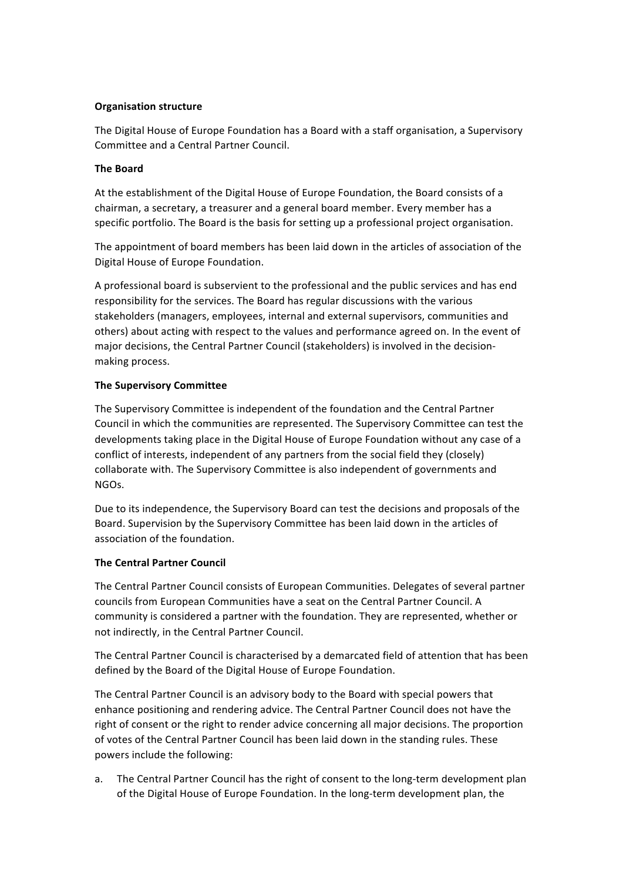**Organisation structure**

The Digital House of Europe Foundation has a Board with a staff organisation, a Supervisory Committee and a Central Partner Council.

**The Board**

At the establishment of the Digital House of Europe Foundation, the Board consists of a chairman, a secretary, a treasurer and a general board member. Every member has a specific portfolio. The Board is the basis for setting up a professional project organisation.

The appointment of board members has been laid down in the articles of association of the Digital House of Europe Foundation.

A professional board is subservient to the professional and the public services and has end responsibility for the services. The Board has regular discussions with the various stakeholders (managers, employees, internal and external supervisors, communities and others) about acting with respect to the values and performance agreed on. In the event of major decisions, the Central Partner Council (stakeholders) is involved in the decision-making process.

**The Supervisory Committee**

The Supervisory Committee is independent of the foundation and the Central Partner Council in which the communities are represented. The Supervisory Committee can test the developments taking place in the Digital House of Europe Foundation without any case of a conflict of interests, independent of any partners from the social field they (closely) collaborate with. The Supervisory Committee is also independent of governments and NGOs.

Due to its independence, the Supervisory Board can test the decisions and proposals of the Board. Supervision by the Supervisory Committee has been laid down in the articles of association of the foundation.

**The Central Partner Council**

The Central Partner Council consists of European Communities. Delegates of several partner councils from European Communities have a seat on the Central Partner Council. A community is considered a partner with the foundation. They are represented, whether or not indirectly, in the Central Partner Council.

The Central Partner Council is characterised by a demarcated field of attention that has been defined by the Board of the Digital House of Europe Foundation.

The Central Partner Council is an advisory body to the Board with special powers that enhance positioning and rendering advice. The Central Partner Council does not have the right of consent or the right to render advice concerning all major decisions. The proportion of votes of the Central Partner Council has been laid down in the standing rules. These powers include the following:

a. The Central Partner Council has the right of consent to the long-term development plan of the Digital House of Europe Foundation. In the long-term development plan, the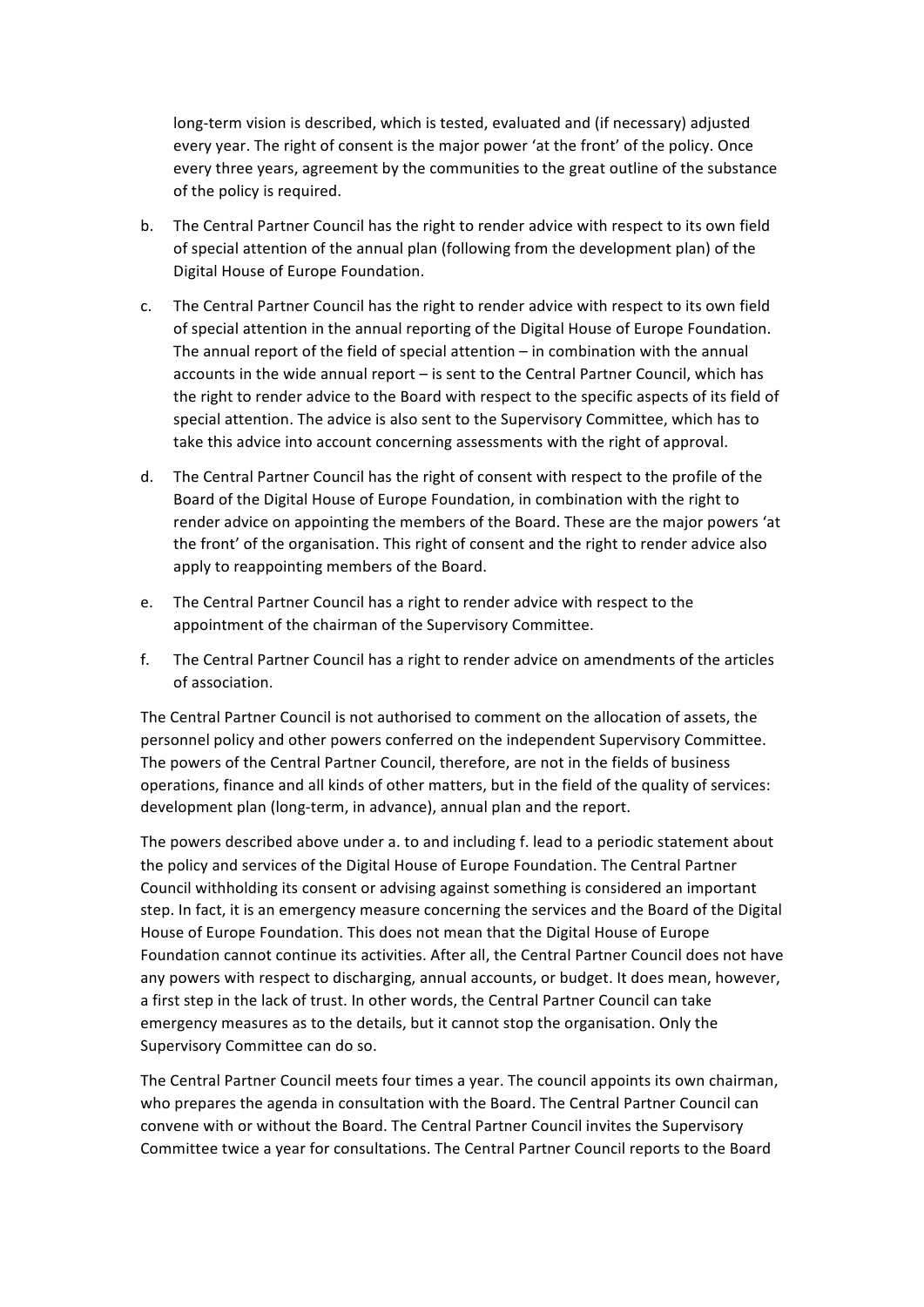long-term vision is described, which is tested, evaluated and (if necessary) adjusted every year. The right of consent is the major power 'at the front' of the policy. Once every three years, agreement by the communities to the great outline of the substance of the policy is required.

b. The Central Partner Council has the right to render advice with respect to its own field of special attention of the annual plan (following from the development plan) of the Digital House of Europe Foundation.

c. The Central Partner Council has the right to render advice with respect to its own field of special attention in the annual reporting of the Digital House of Europe Foundation. The annual report of the field of special attention – in combination with the annual accounts in the wide annual report – is sent to the Central Partner Council, which has the right to render advice to the Board with respect to the specific aspects of its field of special attention. The advice is also sent to the Supervisory Committee, which has to take this advice into account concerning assessments with the right of approval.

d. The Central Partner Council has the right of consent with respect to the profile of the Board of the Digital House of Europe Foundation, in combination with the right to render advice on appointing the members of the Board. These are the major powers 'at the front' of the organisation. This right of consent and the right to render advice also apply to reappointing members of the Board.

e. The Central Partner Council has a right to render advice with respect to the appointment of the chairman of the Supervisory Committee.

f. The Central Partner Council has a right to render advice on amendments of the articles of association.

The Central Partner Council is not authorised to comment on the allocation of assets, the personnel policy and other powers conferred on the independent Supervisory Committee. The powers of the Central Partner Council, therefore, are not in the fields of business operations, finance and all kinds of other matters, but in the field of the quality of services: development plan (long-term, in advance), annual plan and the report.

The powers described above under a. to and including f. lead to a periodic statement about the policy and services of the Digital House of Europe Foundation. The Central Partner Council withholding its consent or advising against something is considered an important step. In fact, it is an emergency measure concerning the services and the Board of the Digital House of Europe Foundation. This does not mean that the Digital House of Europe Foundation cannot continue its activities. After all, the Central Partner Council does not have any powers with respect to discharging, annual accounts, or budget. It does mean, however, a first step in the lack of trust. In other words, the Central Partner Council can take emergency measures as to the details, but it cannot stop the organisation. Only the Supervisory Committee can do so.

The Central Partner Council meets four times a year. The council appoints its own chairman, who prepares the agenda in consultation with the Board. The Central Partner Council can convene with or without the Board. The Central Partner Council invites the Supervisory Committee twice a year for consultations. The Central Partner Council reports to the Board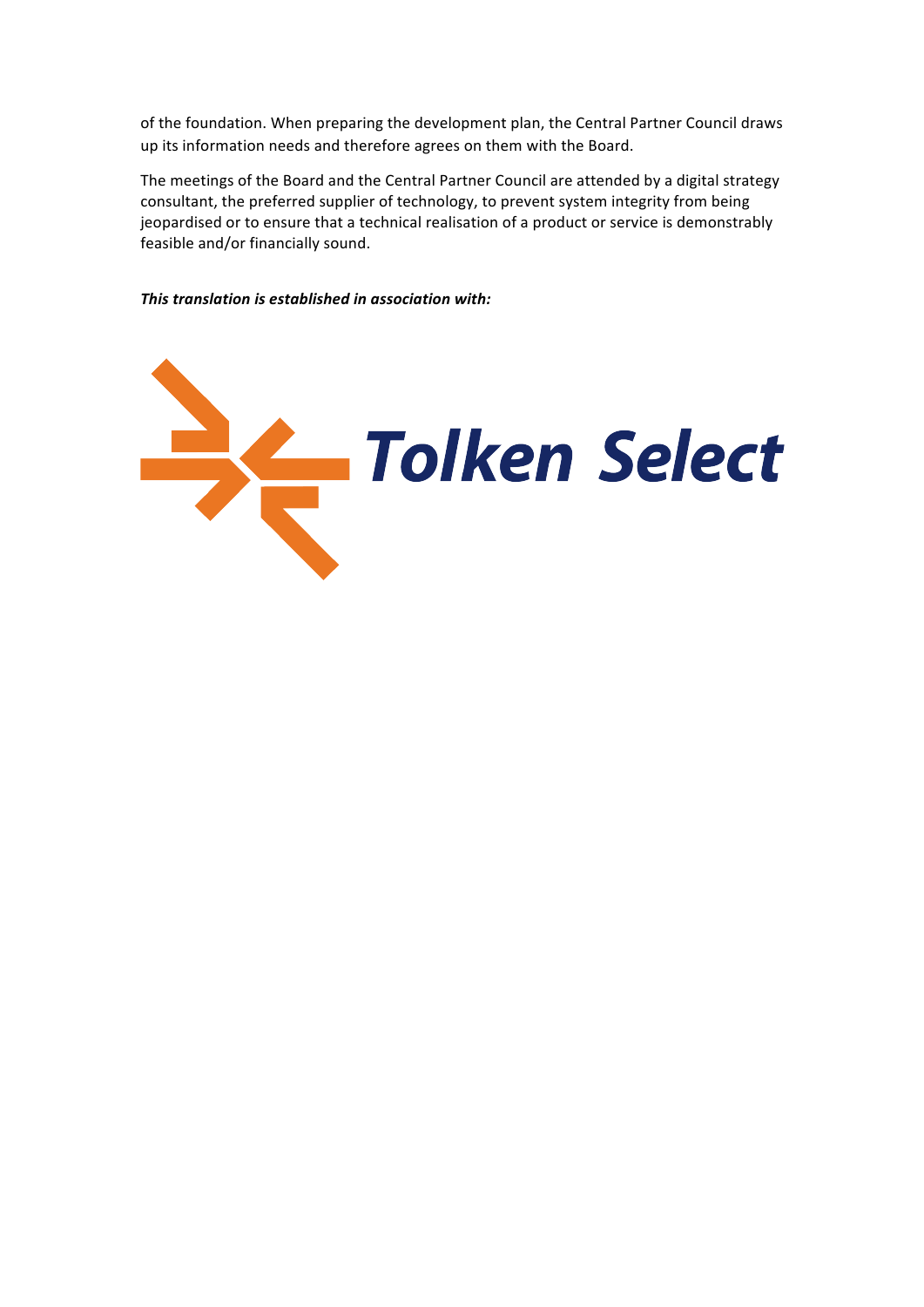of the foundation. When preparing the development plan, the Central Partner Council draws up its information needs and therefore agrees on them with the Board.

The meetings of the Board and the Central Partner Council are attended by a digital strategy consultant, the preferred supplier of technology, to prevent system integrity from being jeopardised or to ensure that a technical realisation of a product or service is demonstrably feasible and/or financially sound.

***This translation is established in association with:***

Tolken Select